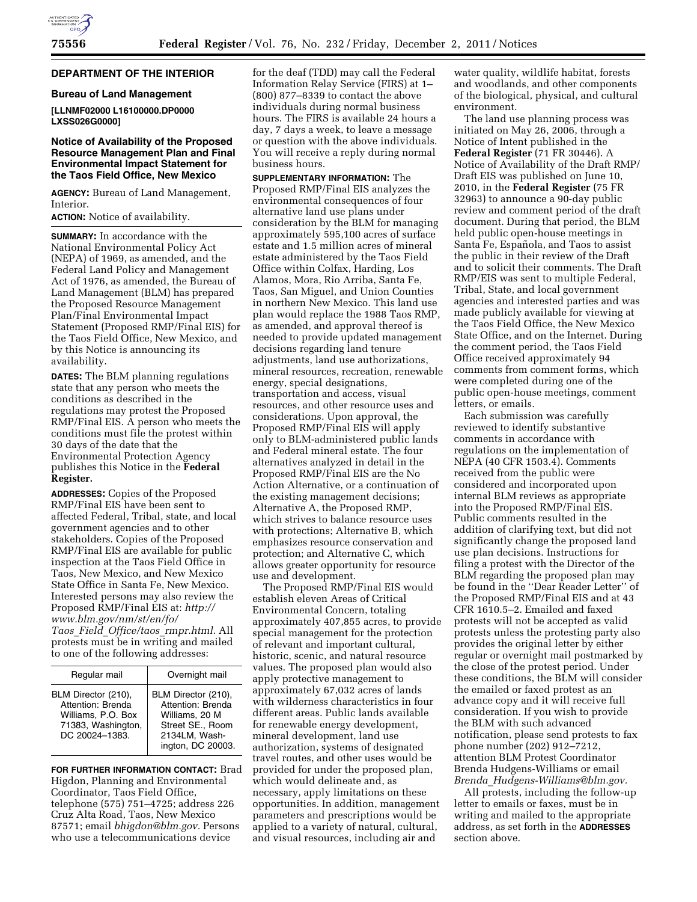## DEPARTMENT OF THE INTERIOR

### Bureau of Land Management

**[LLNMF02000 L16100000.DP0000 LXSS026G0000]**

### Notice of Availability of the Proposed Resource Management Plan and Final Environmental Impact Statement for the Taos Field Office, New Mexico

**AGENCY:** Bureau of Land Management, Interior.

**ACTION:** Notice of availability.

**SUMMARY:** In accordance with the National Environmental Policy Act (NEPA) of 1969, as amended, and the Federal Land Policy and Management Act of 1976, as amended, the Bureau of Land Management (BLM) has prepared the Proposed Resource Management Plan/Final Environmental Impact Statement (Proposed RMP/Final EIS) for the Taos Field Office, New Mexico, and by this Notice is announcing its availability.

**DATES:** The BLM planning regulations state that any person who meets the conditions as described in the regulations may protest the Proposed RMP/Final EIS. A person who meets the conditions must file the protest within 30 days of the date that the Environmental Protection Agency publishes this Notice in the **Federal Register.**

**ADDRESSES:** Copies of the Proposed RMP/Final EIS have been sent to affected Federal, Tribal, state, and local government agencies and to other stakeholders. Copies of the Proposed RMP/Final EIS are available for public inspection at the Taos Field Office in Taos, New Mexico, and New Mexico State Office in Santa Fe, New Mexico. Interested persons may also review the Proposed RMP/Final EIS at: *http://www.blm.gov/nm/st/en/fo/Taos_Field_Office/taos_rmpr.html.* All protests must be in writing and mailed to one of the following addresses:

| Regular mail | Overnight mail |
| --- | --- |
| BLM Director (210), Attention: Brenda Williams, P.O. Box 71383, Washington, DC 20024–1383. | BLM Director (210), Attention: Brenda Williams, 20 M Street SE., Room 2134LM, Washington, DC 20003. |

**FOR FURTHER INFORMATION CONTACT:** Brad Higdon, Planning and Environmental Coordinator, Taos Field Office, telephone (575) 751–4725; address 226 Cruz Alta Road, Taos, New Mexico 87571; email *bhigdon@blm.gov.* Persons who use a telecommunications device for the deaf (TDD) may call the Federal Information Relay Service (FIRS) at 1–(800) 877–8339 to contact the above individuals during normal business hours. The FIRS is available 24 hours a day, 7 days a week, to leave a message or question with the above individuals. You will receive a reply during normal business hours.

**SUPPLEMENTARY INFORMATION:** The Proposed RMP/Final EIS analyzes the environmental consequences of four alternative land use plans under consideration by the BLM for managing approximately 595,100 acres of surface estate and 1.5 million acres of mineral estate administered by the Taos Field Office within Colfax, Harding, Los Alamos, Mora, Rio Arriba, Santa Fe, Taos, San Miguel, and Union Counties in northern New Mexico. This land use plan would replace the 1988 Taos RMP, as amended, and approval thereof is needed to provide updated management decisions regarding land tenure adjustments, land use authorizations, mineral resources, recreation, renewable energy, special designations, transportation and access, visual resources, and other resource uses and considerations. Upon approval, the Proposed RMP/Final EIS will apply only to BLM-administered public lands and Federal mineral estate. The four alternatives analyzed in detail in the Proposed RMP/Final EIS are the No Action Alternative, or a continuation of the existing management decisions; Alternative A, the Proposed RMP, which strives to balance resource uses with protections; Alternative B, which emphasizes resource conservation and protection; and Alternative C, which allows greater opportunity for resource use and development.

The Proposed RMP/Final EIS would establish eleven Areas of Critical Environmental Concern, totaling approximately 407,855 acres, to provide special management for the protection of relevant and important cultural, historic, scenic, and natural resource values. The proposed plan would also apply protective management to approximately 67,032 acres of lands with wilderness characteristics in four different areas. Public lands available for renewable energy development, mineral development, land use authorization, systems of designated travel routes, and other uses would be provided for under the proposed plan, which would delineate and, as necessary, apply limitations on these opportunities. In addition, management parameters and prescriptions would be applied to a variety of natural, cultural, and visual resources, including air and water quality, wildlife habitat, forests and woodlands, and other components of the biological, physical, and cultural environment.

The land use planning process was initiated on May 26, 2006, through a Notice of Intent published in the **Federal Register** (71 FR 30446). A Notice of Availability of the Draft RMP/Draft EIS was published on June 10, 2010, in the **Federal Register** (75 FR 32963) to announce a 90-day public review and comment period of the draft document. During that period, the BLM held public open-house meetings in Santa Fe, Española, and Taos to assist the public in their review of the Draft and to solicit their comments. The Draft RMP/EIS was sent to multiple Federal, Tribal, State, and local government agencies and interested parties and was made publicly available for viewing at the Taos Field Office, the New Mexico State Office, and on the Internet. During the comment period, the Taos Field Office received approximately 94 comments from comment forms, which were completed during one of the public open-house meetings, comment letters, or emails.

Each submission was carefully reviewed to identify substantive comments in accordance with regulations on the implementation of NEPA (40 CFR 1503.4). Comments received from the public were considered and incorporated upon internal BLM reviews as appropriate into the Proposed RMP/Final EIS. Public comments resulted in the addition of clarifying text, but did not significantly change the proposed land use plan decisions. Instructions for filing a protest with the Director of the BLM regarding the proposed plan may be found in the ''Dear Reader Letter'' of the Proposed RMP/Final EIS and at 43 CFR 1610.5–2. Emailed and faxed protests will not be accepted as valid protests unless the protesting party also provides the original letter by either regular or overnight mail postmarked by the close of the protest period. Under these conditions, the BLM will consider the emailed or faxed protest as an advance copy and it will receive full consideration. If you wish to provide the BLM with such advanced notification, please send protests to fax phone number (202) 912–7212, attention BLM Protest Coordinator Brenda Hudgens-Williams or email *Brenda_Hudgens-Williams@blm.gov.*

All protests, including the follow-up letter to emails or faxes, must be in writing and mailed to the appropriate address, as set forth in the **ADDRESSES** section above.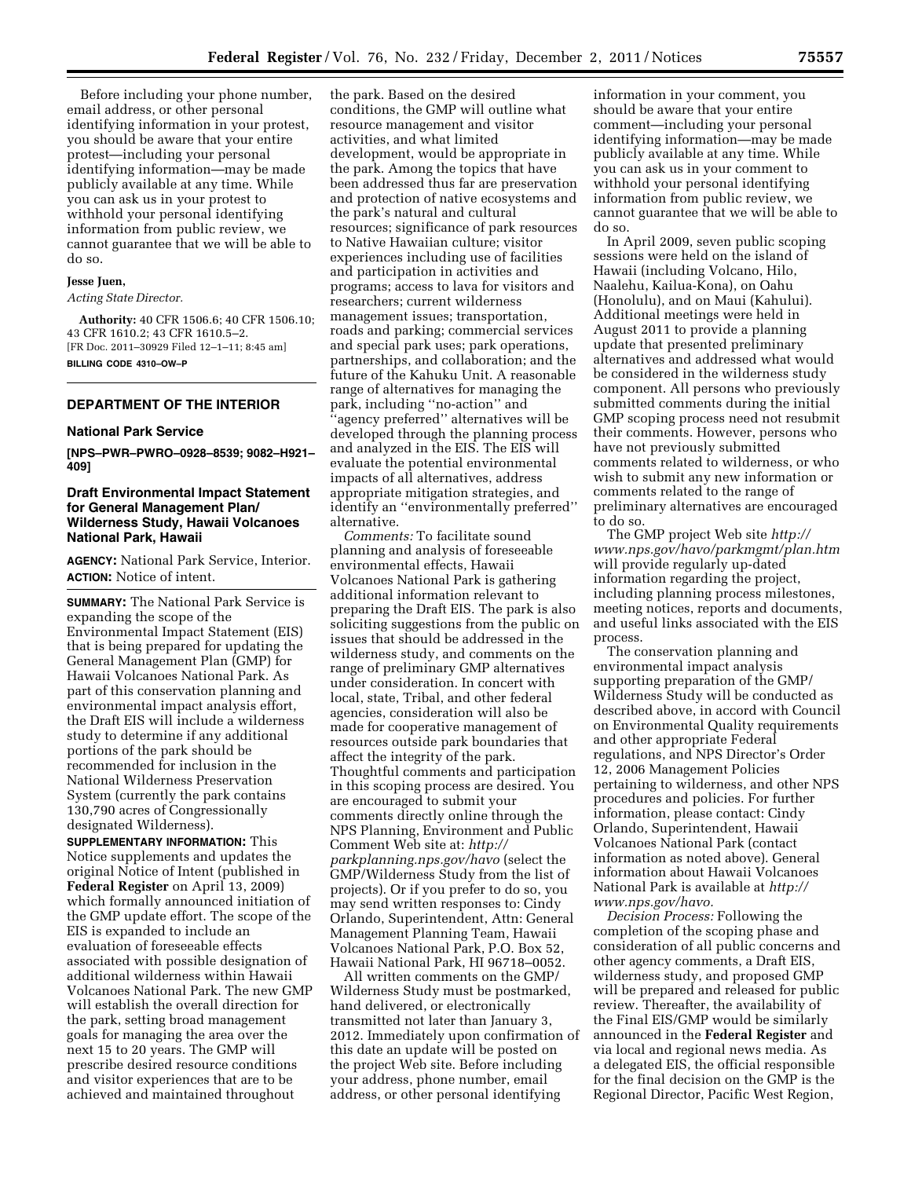Before including your phone number, email address, or other personal identifying information in your protest, you should be aware that your entire protest—including your personal identifying information—may be made publicly available at any time. While you can ask us in your protest to withhold your personal identifying information from public review, we cannot guarantee that we will be able to do so.

**Jesse Juen,**

*Acting State Director.*

**Authority:** 40 CFR 1506.6; 40 CFR 1506.10; 43 CFR 1610.2; 43 CFR 1610.5–2.

[FR Doc. 2011–30929 Filed 12–1–11; 8:45 am]

**BILLING CODE 4310–OW–P**

---

## DEPARTMENT OF THE INTERIOR

### National Park Service

**[NPS–PWR–PWRO–0928–8539; 9082–H921–409]**

### Draft Environmental Impact Statement for General Management Plan/Wilderness Study, Hawaii Volcanoes National Park, Hawaii

**AGENCY:** National Park Service, Interior.

**ACTION:** Notice of intent.

**SUMMARY:** The National Park Service is expanding the scope of the Environmental Impact Statement (EIS) that is being prepared for updating the General Management Plan (GMP) for Hawaii Volcanoes National Park. As part of this conservation planning and environmental impact analysis effort, the Draft EIS will include a wilderness study to determine if any additional portions of the park should be recommended for inclusion in the National Wilderness Preservation System (currently the park contains 130,790 acres of Congressionally designated Wilderness).

**SUPPLEMENTARY INFORMATION:** This Notice supplements and updates the original Notice of Intent (published in **Federal Register** on April 13, 2009) which formally announced initiation of the GMP update effort. The scope of the EIS is expanded to include an evaluation of foreseeable effects associated with possible designation of additional wilderness within Hawaii Volcanoes National Park. The new GMP will establish the overall direction for the park, setting broad management goals for managing the area over the next 15 to 20 years. The GMP will prescribe desired resource conditions and visitor experiences that are to be achieved and maintained throughout the park. Based on the desired conditions, the GMP will outline what resource management and visitor activities, and what limited development, would be appropriate in the park. Among the topics that have been addressed thus far are preservation and protection of native ecosystems and the park's natural and cultural resources; significance of park resources to Native Hawaiian culture; visitor experiences including use of facilities and participation in activities and programs; access to lava for visitors and researchers; current wilderness management issues; transportation, roads and parking; commercial services and special park uses; park operations, partnerships, and collaboration; and the future of the Kahuku Unit. A reasonable range of alternatives for managing the park, including ''no-action'' and ''agency preferred'' alternatives will be developed through the planning process and analyzed in the EIS. The EIS will evaluate the potential environmental impacts of all alternatives, address appropriate mitigation strategies, and identify an ''environmentally preferred'' alternative.

*Comments:* To facilitate sound planning and analysis of foreseeable environmental effects, Hawaii Volcanoes National Park is gathering additional information relevant to preparing the Draft EIS. The park is also soliciting suggestions from the public on issues that should be addressed in the wilderness study, and comments on the range of preliminary GMP alternatives under consideration. In concert with local, state, Tribal, and other federal agencies, consideration will also be made for cooperative management of resources outside park boundaries that affect the integrity of the park. Thoughtful comments and participation in this scoping process are desired. You are encouraged to submit your comments directly online through the NPS Planning, Environment and Public Comment Web site at: *http://parkplanning.nps.gov/havo* (select the GMP/Wilderness Study from the list of projects). Or if you prefer to do so, you may send written responses to: Cindy Orlando, Superintendent, Attn: General Management Planning Team, Hawaii Volcanoes National Park, P.O. Box 52, Hawaii National Park, HI 96718–0052.

All written comments on the GMP/Wilderness Study must be postmarked, hand delivered, or electronically transmitted not later than January 3, 2012. Immediately upon confirmation of this date an update will be posted on the project Web site. Before including your address, phone number, email address, or other personal identifying information in your comment, you should be aware that your entire comment—including your personal identifying information—may be made publicly available at any time. While you can ask us in your comment to withhold your personal identifying information from public review, we cannot guarantee that we will be able to do so.

In April 2009, seven public scoping sessions were held on the island of Hawaii (including Volcano, Hilo, Naalehu, Kailua-Kona), on Oahu (Honolulu), and on Maui (Kahului). Additional meetings were held in August 2011 to provide a planning update that presented preliminary alternatives and addressed what would be considered in the wilderness study component. All persons who previously submitted comments during the initial GMP scoping process need not resubmit their comments. However, persons who have not previously submitted comments related to wilderness, or who wish to submit any new information or comments related to the range of preliminary alternatives are encouraged to do so.

The GMP project Web site *http://www.nps.gov/havo/parkmgmt/plan.htm* will provide regularly up-dated information regarding the project, including planning process milestones, meeting notices, reports and documents, and useful links associated with the EIS process.

The conservation planning and environmental impact analysis supporting preparation of the GMP/Wilderness Study will be conducted as described above, in accord with Council on Environmental Quality requirements and other appropriate Federal regulations, and NPS Director's Order 12, 2006 Management Policies pertaining to wilderness, and other NPS procedures and policies. For further information, please contact: Cindy Orlando, Superintendent, Hawaii Volcanoes National Park (contact information as noted above). General information about Hawaii Volcanoes National Park is available at *http://www.nps.gov/havo.*

*Decision Process:* Following the completion of the scoping phase and consideration of all public concerns and other agency comments, a Draft EIS, wilderness study, and proposed GMP will be prepared and released for public review. Thereafter, the availability of the Final EIS/GMP would be similarly announced in the **Federal Register** and via local and regional news media. As a delegated EIS, the official responsible for the final decision on the GMP is the Regional Director, Pacific West Region,